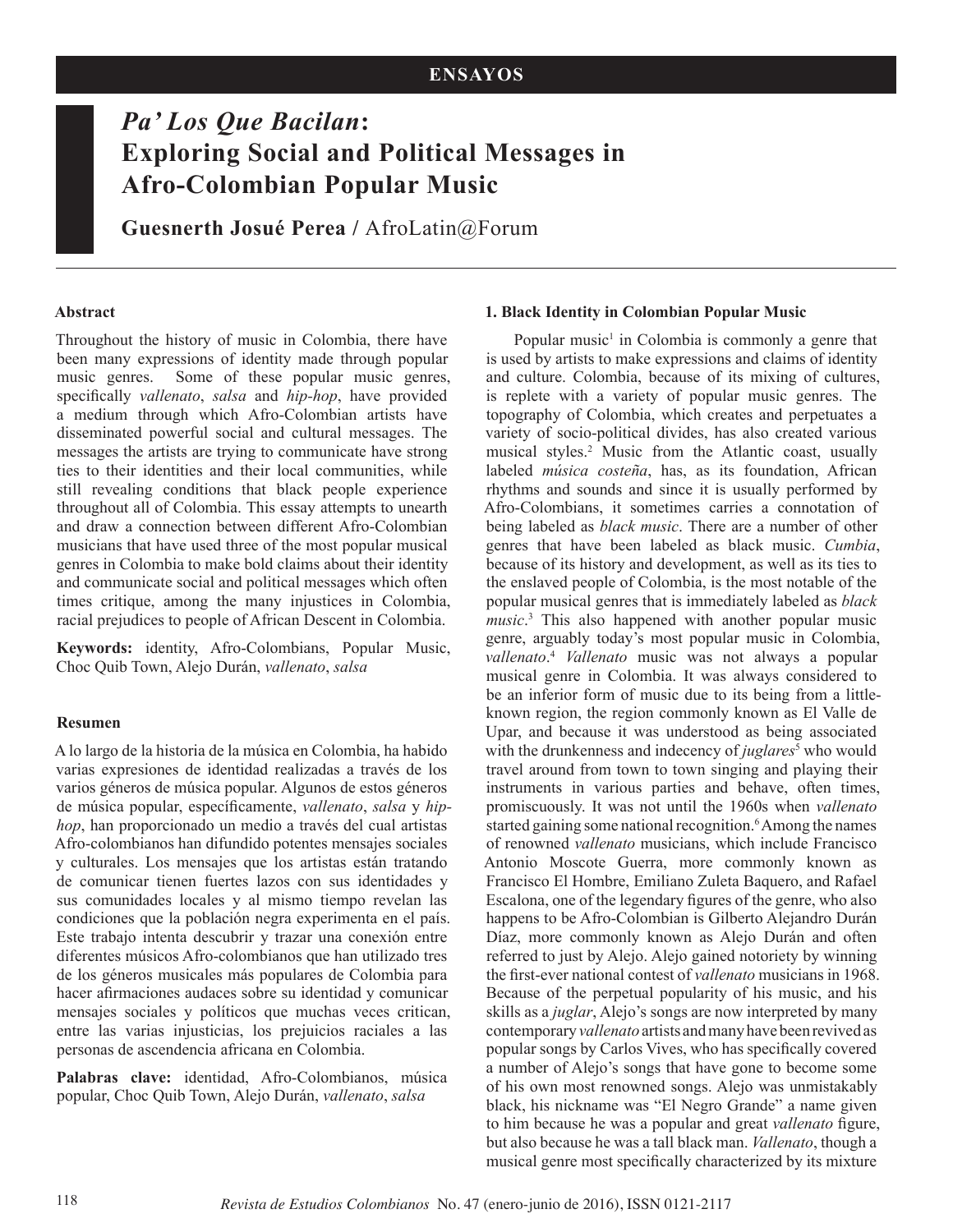ENSAYOS

# *Pa' Los Que Bacilan*: Exploring Social and Political Messages in Afro-Colombian Popular Music

**Guesnerth Josué Perea** / AfroLatin@Forum

### Abstract

Throughout the history of music in Colombia, there have been many expressions of identity made through popular music genres. Some of these popular music genres, specifically *vallenato*, *salsa* and *hip-hop*, have provided a medium through which Afro-Colombian artists have disseminated powerful social and cultural messages. The messages the artists are trying to communicate have strong ties to their identities and their local communities, while still revealing conditions that black people experience throughout all of Colombia. This essay attempts to unearth and draw a connection between different Afro-Colombian musicians that have used three of the most popular musical genres in Colombia to make bold claims about their identity and communicate social and political messages which often times critique, among the many injustices in Colombia, racial prejudices to people of African Descent in Colombia.

**Keywords:** identity, Afro-Colombians, Popular Music, Choc Quib Town, Alejo Durán, *vallenato*, *salsa*

### Resumen

A lo largo de la historia de la música en Colombia, ha habido varias expresiones de identidad realizadas a través de los varios géneros de música popular. Algunos de estos géneros de música popular, específicamente, *vallenato*, *salsa* y *hip-hop*, han proporcionado un medio a través del cual artistas Afro-colombianos han difundido potentes mensajes sociales y culturales. Los mensajes que los artistas están tratando de comunicar tienen fuertes lazos con sus identidades y sus comunidades locales y al mismo tiempo revelan las condiciones que la población negra experimenta en el país. Este trabajo intenta descubrir y trazar una conexión entre diferentes músicos Afro-colombianos que han utilizado tres de los géneros musicales más populares de Colombia para hacer afirmaciones audaces sobre su identidad y comunicar mensajes sociales y políticos que muchas veces critican, entre las varias injusticias, los prejuicios raciales a las personas de ascendencia africana en Colombia.

**Palabras clave:** identidad, Afro-Colombianos, música popular, Choc Quib Town, Alejo Durán, *vallenato*, *salsa*

## 1. Black Identity in Colombian Popular Music

Popular music[1] in Colombia is commonly a genre that is used by artists to make expressions and claims of identity and culture. Colombia, because of its mixing of cultures, is replete with a variety of popular music genres. The topography of Colombia, which creates and perpetuates a variety of socio-political divides, has also created various musical styles.[2] Music from the Atlantic coast, usually labeled *música costeña*, has, as its foundation, African rhythms and sounds and since it is usually performed by Afro-Colombians, it sometimes carries a connotation of being labeled as *black music*. There are a number of other genres that have been labeled as black music. *Cumbia*, because of its history and development, as well as its ties to the enslaved people of Colombia, is the most notable of the popular musical genres that is immediately labeled as *black music*.[3] This also happened with another popular music genre, arguably today's most popular music in Colombia, *vallenato*.[4] *Vallenato* music was not always a popular musical genre in Colombia. It was always considered to be an inferior form of music due to its being from a little-known region, the region commonly known as El Valle de Upar, and because it was understood as being associated with the drunkenness and indecency of *juglares*[5] who would travel around from town to town singing and playing their instruments in various parties and behave, often times, promiscuously. It was not until the 1960s when *vallenato* started gaining some national recognition.[6] Among the names of renowned *vallenato* musicians, which include Francisco Antonio Moscote Guerra, more commonly known as Francisco El Hombre, Emiliano Zuleta Baquero, and Rafael Escalona, one of the legendary figures of the genre, who also happens to be Afro-Colombian is Gilberto Alejandro Durán Díaz, more commonly known as Alejo Durán and often referred to just by Alejo. Alejo gained notoriety by winning the first-ever national contest of *vallenato* musicians in 1968. Because of the perpetual popularity of his music, and his skills as a *juglar*, Alejo's songs are now interpreted by many contemporary *vallenato* artists and many have been revived as popular songs by Carlos Vives, who has specifically covered a number of Alejo's songs that have gone to become some of his own most renowned songs. Alejo was unmistakably black, his nickname was "El Negro Grande" a name given to him because he was a popular and great *vallenato* figure, but also because he was a tall black man. *Vallenato*, though a musical genre most specifically characterized by its mixture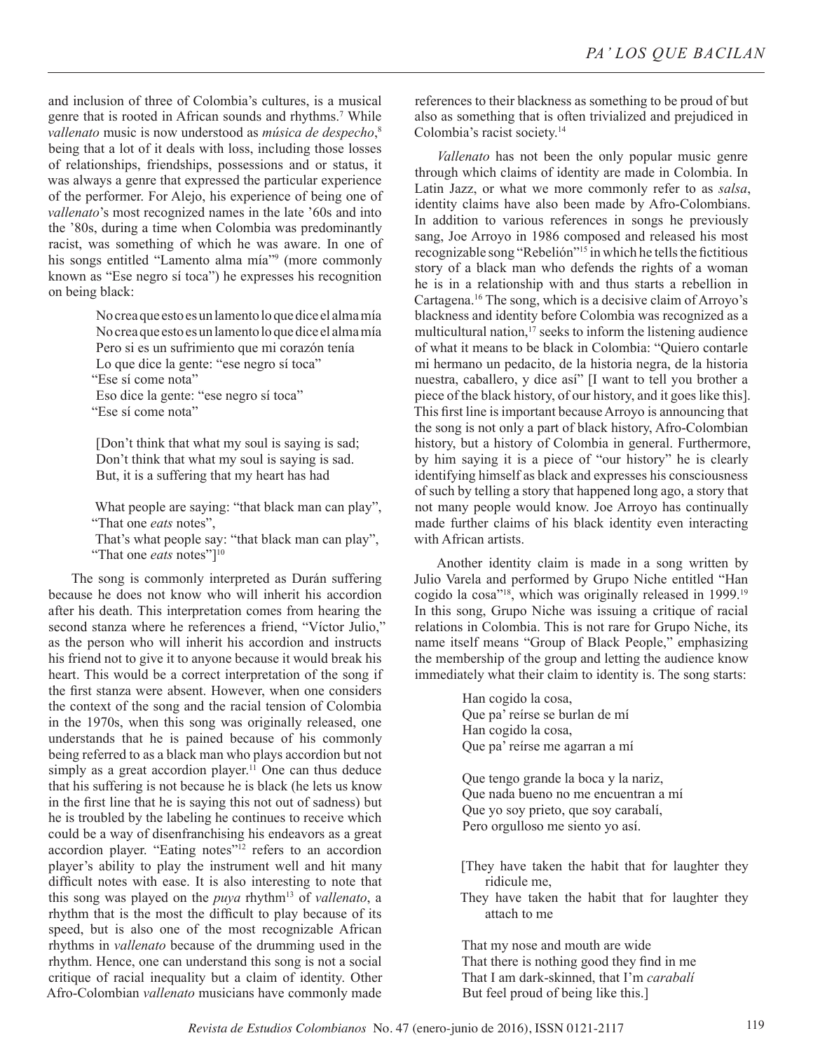and inclusion of three of Colombia's cultures, is a musical genre that is rooted in African sounds and rhythms.[7] While *vallenato* music is now understood as *música de despecho*,[8] being that a lot of it deals with loss, including those losses of relationships, friendships, possessions and or status, it was always a genre that expressed the particular experience of the performer. For Alejo, his experience of being one of *vallenato*'s most recognized names in the late '60s and into the '80s, during a time when Colombia was predominantly racist, was something of which he was aware. In one of his songs entitled "Lamento alma mía"[9] (more commonly known as "Ese negro sí toca") he expresses his recognition on being black:

> No crea que esto es un lamento lo que dice el alma mía
> No crea que esto es un lamento lo que dice el alma mía
> Pero si es un sufrimiento que mi corazón tenía
> Lo que dice la gente: "ese negro sí toca"
> "Ese sí come nota"
> Eso dice la gente: "ese negro sí toca"
> "Ese sí come nota"
>
> [Don't think that what my soul is saying is sad;
> Don't think that what my soul is saying is sad.
> But, it is a suffering that my heart has had
>
> What people are saying: "that black man can play",
> "That one *eats* notes",
> That's what people say: "that black man can play",
> "That one *eats* notes"][10]

The song is commonly interpreted as Durán suffering because he does not know who will inherit his accordion after his death. This interpretation comes from hearing the second stanza where he references a friend, "Víctor Julio," as the person who will inherit his accordion and instructs his friend not to give it to anyone because it would break his heart. This would be a correct interpretation of the song if the first stanza were absent. However, when one considers the context of the song and the racial tension of Colombia in the 1970s, when this song was originally released, one understands that he is pained because of his commonly being referred to as a black man who plays accordion but not simply as a great accordion player.[11] One can thus deduce that his suffering is not because he is black (he lets us know in the first line that he is saying this not out of sadness) but he is troubled by the labeling he continues to receive which could be a way of disenfranchising his endeavors as a great accordion player. "Eating notes"[12] refers to an accordion player's ability to play the instrument well and hit many difficult notes with ease. It is also interesting to note that this song was played on the *puya* rhythm[13] of *vallenato*, a rhythm that is the most the difficult to play because of its speed, but is also one of the most recognizable African rhythms in *vallenato* because of the drumming used in the rhythm. Hence, one can understand this song is not a social critique of racial inequality but a claim of identity. Other Afro-Colombian *vallenato* musicians have commonly made references to their blackness as something to be proud of but also as something that is often trivialized and prejudiced in Colombia's racist society.[14]

*Vallenato* has not been the only popular music genre through which claims of identity are made in Colombia. In Latin Jazz, or what we more commonly refer to as *salsa*, identity claims have also been made by Afro-Colombians. In addition to various references in songs he previously sang, Joe Arroyo in 1986 composed and released his most recognizable song "Rebelión"[15] in which he tells the fictitious story of a black man who defends the rights of a woman he is in a relationship with and thus starts a rebellion in Cartagena.[16] The song, which is a decisive claim of Arroyo's blackness and identity before Colombia was recognized as a multicultural nation,[17] seeks to inform the listening audience of what it means to be black in Colombia: "Quiero contarle mi hermano un pedacito, de la historia negra, de la historia nuestra, caballero, y dice así" [I want to tell you brother a piece of the black history, of our history, and it goes like this]. This first line is important because Arroyo is announcing that the song is not only a part of black history, Afro-Colombian history, but a history of Colombia in general. Furthermore, by him saying it is a piece of "our history" he is clearly identifying himself as black and expresses his consciousness of such by telling a story that happened long ago, a story that not many people would know. Joe Arroyo has continually made further claims of his black identity even interacting with African artists.

Another identity claim is made in a song written by Julio Varela and performed by Grupo Niche entitled "Han cogido la cosa"[18], which was originally released in 1999.[19] In this song, Grupo Niche was issuing a critique of racial relations in Colombia. This is not rare for Grupo Niche, its name itself means "Group of Black People," emphasizing the membership of the group and letting the audience know immediately what their claim to identity is. The song starts:

> Han cogido la cosa,
> Que pa' reírse se burlan de mí
> Han cogido la cosa,
> Que pa' reírse me agarran a mí
>
> Que tengo grande la boca y la nariz,
> Que nada bueno no me encuentran a mí
> Que yo soy prieto, que soy carabalí,
> Pero orgulloso me siento yo así.
>
> [They have taken the habit that for laughter they ridicule me,
> They have taken the habit that for laughter they attach to me
>
> That my nose and mouth are wide
> That there is nothing good they find in me
> That I am dark-skinned, that I'm *carabalí*
> But feel proud of being like this.]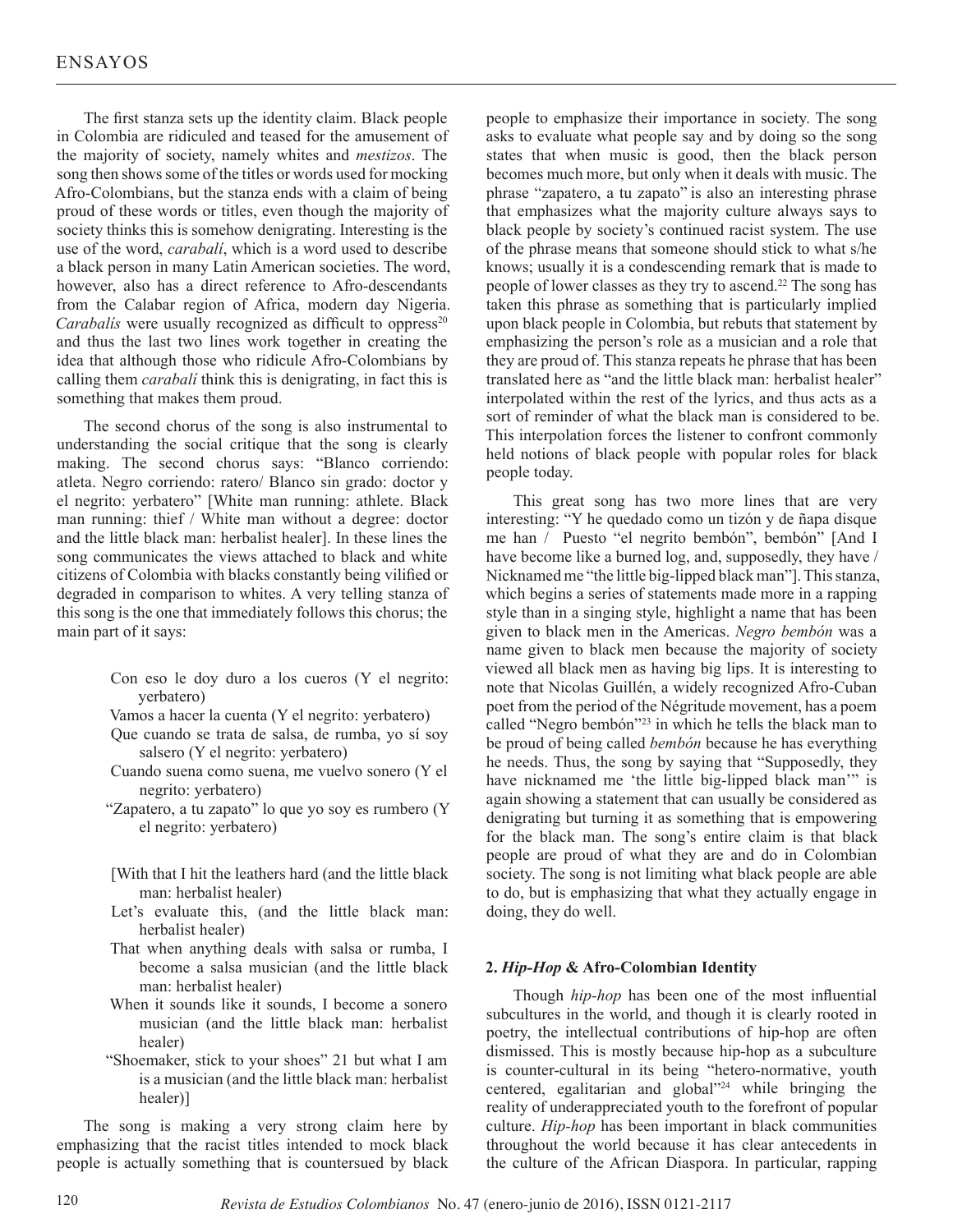The first stanza sets up the identity claim. Black people in Colombia are ridiculed and teased for the amusement of the majority of society, namely whites and *mestizos*. The song then shows some of the titles or words used for mocking Afro-Colombians, but the stanza ends with a claim of being proud of these words or titles, even though the majority of society thinks this is somehow denigrating. Interesting is the use of the word, *carabalí*, which is a word used to describe a black person in many Latin American societies. The word, however, also has a direct reference to Afro-descendants from the Calabar region of Africa, modern day Nigeria. *Carabalís* were usually recognized as difficult to oppress[20] and thus the last two lines work together in creating the idea that although those who ridicule Afro-Colombians by calling them *carabalí* think this is denigrating, in fact this is something that makes them proud.

The second chorus of the song is also instrumental to understanding the social critique that the song is clearly making. The second chorus says: "Blanco corriendo: atleta. Negro corriendo: ratero/ Blanco sin grado: doctor y el negrito: yerbatero" [White man running: athlete. Black man running: thief / White man without a degree: doctor and the little black man: herbalist healer]. In these lines the song communicates the views attached to black and white citizens of Colombia with blacks constantly being vilified or degraded in comparison to whites. A very telling stanza of this song is the one that immediately follows this chorus; the main part of it says:

> Con eso le doy duro a los cueros (Y el negrito: yerbatero)
> Vamos a hacer la cuenta (Y el negrito: yerbatero)
> Que cuando se trata de salsa, de rumba, yo sí soy salsero (Y el negrito: yerbatero)
> Cuando suena como suena, me vuelvo sonero (Y el negrito: yerbatero)
> "Zapatero, a tu zapato" lo que yo soy es rumbero (Y el negrito: yerbatero)
>
> [With that I hit the leathers hard (and the little black man: herbalist healer)
> Let's evaluate this, (and the little black man: herbalist healer)
> That when anything deals with salsa or rumba, I become a salsa musician (and the little black man: herbalist healer)
> When it sounds like it sounds, I become a sonero musician (and the little black man: herbalist healer)
> "Shoemaker, stick to your shoes" 21 but what I am is a musician (and the little black man: herbalist healer)]

The song is making a very strong claim here by emphasizing that the racist titles intended to mock black people is actually something that is countersued by black people to emphasize their importance in society. The song asks to evaluate what people say and by doing so the song states that when music is good, then the black person becomes much more, but only when it deals with music. The phrase "zapatero, a tu zapato" is also an interesting phrase that emphasizes what the majority culture always says to black people by society's continued racist system. The use of the phrase means that someone should stick to what s/he knows; usually it is a condescending remark that is made to people of lower classes as they try to ascend.[22] The song has taken this phrase as something that is particularly implied upon black people in Colombia, but rebuts that statement by emphasizing the person's role as a musician and a role that they are proud of. This stanza repeats he phrase that has been translated here as "and the little black man: herbalist healer" interpolated within the rest of the lyrics, and thus acts as a sort of reminder of what the black man is considered to be. This interpolation forces the listener to confront commonly held notions of black people with popular roles for black people today.

This great song has two more lines that are very interesting: "Y he quedado como un tizón y de ñapa disque me han / Puesto "el negrito bembón", bembón" [And I have become like a burned log, and, supposedly, they have / Nicknamed me "the little big-lipped black man"]. This stanza, which begins a series of statements made more in a rapping style than in a singing style, highlight a name that has been given to black men in the Americas. *Negro bembón* was a name given to black men because the majority of society viewed all black men as having big lips. It is interesting to note that Nicolas Guillén, a widely recognized Afro-Cuban poet from the period of the Négritude movement, has a poem called "Negro bembón"[23] in which he tells the black man to be proud of being called *bembón* because he has everything he needs. Thus, the song by saying that "Supposedly, they have nicknamed me 'the little big-lipped black man'" is again showing a statement that can usually be considered as denigrating but turning it as something that is empowering for the black man. The song's entire claim is that black people are proud of what they are and do in Colombian society. The song is not limiting what black people are able to do, but is emphasizing that what they actually engage in doing, they do well.

## 2. *Hip-Hop* & Afro-Colombian Identity

Though *hip-hop* has been one of the most influential subcultures in the world, and though it is clearly rooted in poetry, the intellectual contributions of hip-hop are often dismissed. This is mostly because hip-hop as a subculture is counter-cultural in its being "hetero-normative, youth centered, egalitarian and global"[24] while bringing the reality of underappreciated youth to the forefront of popular culture. *Hip-hop* has been important in black communities throughout the world because it has clear antecedents in the culture of the African Diaspora. In particular, rapping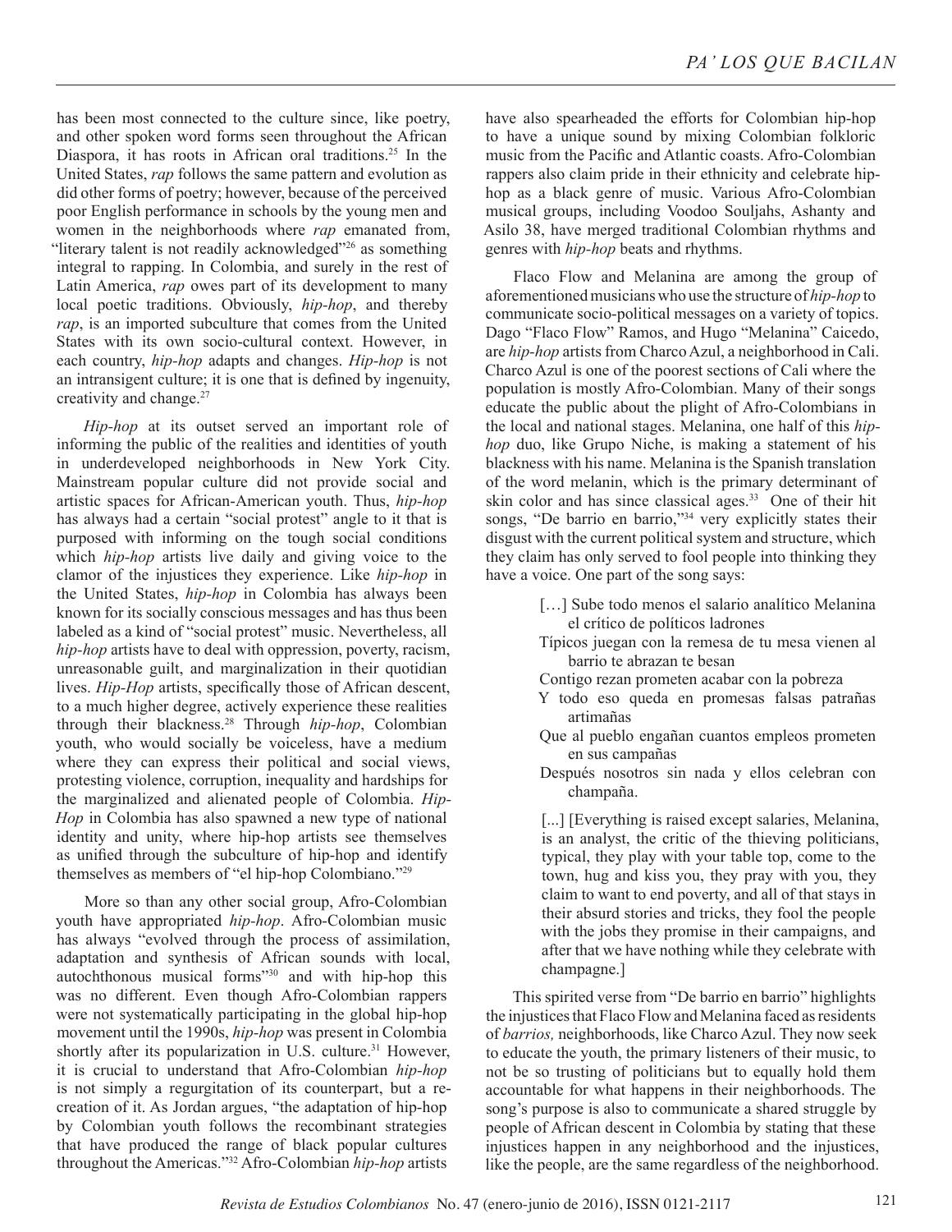has been most connected to the culture since, like poetry, and other spoken word forms seen throughout the African Diaspora, it has roots in African oral traditions.[25] In the United States, *rap* follows the same pattern and evolution as did other forms of poetry; however, because of the perceived poor English performance in schools by the young men and women in the neighborhoods where *rap* emanated from, "literary talent is not readily acknowledged"[26] as something integral to rapping. In Colombia, and surely in the rest of Latin America, *rap* owes part of its development to many local poetic traditions. Obviously, *hip-hop*, and thereby *rap*, is an imported subculture that comes from the United States with its own socio-cultural context. However, in each country, *hip-hop* adapts and changes. *Hip-hop* is not an intransigent culture; it is one that is defined by ingenuity, creativity and change.[27]

*Hip-hop* at its outset served an important role of informing the public of the realities and identities of youth in underdeveloped neighborhoods in New York City. Mainstream popular culture did not provide social and artistic spaces for African-American youth. Thus, *hip-hop* has always had a certain "social protest" angle to it that is purposed with informing on the tough social conditions which *hip-hop* artists live daily and giving voice to the clamor of the injustices they experience. Like *hip-hop* in the United States, *hip-hop* in Colombia has always been known for its socially conscious messages and has thus been labeled as a kind of "social protest" music. Nevertheless, all *hip-hop* artists have to deal with oppression, poverty, racism, unreasonable guilt, and marginalization in their quotidian lives. *Hip-Hop* artists, specifically those of African descent, to a much higher degree, actively experience these realities through their blackness.[28] Through *hip-hop*, Colombian youth, who would socially be voiceless, have a medium where they can express their political and social views, protesting violence, corruption, inequality and hardships for the marginalized and alienated people of Colombia. *Hip-Hop* in Colombia has also spawned a new type of national identity and unity, where hip-hop artists see themselves as unified through the subculture of hip-hop and identify themselves as members of "el hip-hop Colombiano."[29]

More so than any other social group, Afro-Colombian youth have appropriated *hip-hop*. Afro-Colombian music has always "evolved through the process of assimilation, adaptation and synthesis of African sounds with local, autochthonous musical forms"[30] and with hip-hop this was no different. Even though Afro-Colombian rappers were not systematically participating in the global hip-hop movement until the 1990s, *hip-hop* was present in Colombia shortly after its popularization in U.S. culture.[31] However, it is crucial to understand that Afro-Colombian *hip-hop* is not simply a regurgitation of its counterpart, but a re-creation of it. As Jordan argues, "the adaptation of hip-hop by Colombian youth follows the recombinant strategies that have produced the range of black popular cultures throughout the Americas."[32] Afro-Colombian *hip-hop* artists have also spearheaded the efforts for Colombian hip-hop to have a unique sound by mixing Colombian folkloric music from the Pacific and Atlantic coasts. Afro-Colombian rappers also claim pride in their ethnicity and celebrate hip-hop as a black genre of music. Various Afro-Colombian musical groups, including Voodoo Souljahs, Ashanty and Asilo 38, have merged traditional Colombian rhythms and genres with *hip-hop* beats and rhythms.

Flaco Flow and Melanina are among the group of aforementioned musicians who use the structure of *hip-hop* to communicate socio-political messages on a variety of topics. Dago "Flaco Flow" Ramos, and Hugo "Melanina" Caicedo, are *hip-hop* artists from Charco Azul, a neighborhood in Cali. Charco Azul is one of the poorest sections of Cali where the population is mostly Afro-Colombian. Many of their songs educate the public about the plight of Afro-Colombians in the local and national stages. Melanina, one half of this *hip-hop* duo, like Grupo Niche, is making a statement of his blackness with his name. Melanina is the Spanish translation of the word melanin, which is the primary determinant of skin color and has since classical ages.[33] One of their hit songs, "De barrio en barrio,"[34] very explicitly states their disgust with the current political system and structure, which they claim has only served to fool people into thinking they have a voice. One part of the song says:

> […] Sube todo menos el salario analítico Melanina el crítico de políticos ladrones
> Típicos juegan con la remesa de tu mesa vienen al barrio te abrazan te besan
> Contigo rezan prometen acabar con la pobreza
> Y todo eso queda en promesas falsas patrañas artimañas
> Que al pueblo engañan cuantos empleos prometen en sus campañas
> Después nosotros sin nada y ellos celebran con champaña.
>
> [...] [Everything is raised except salaries, Melanina, is an analyst, the critic of the thieving politicians, typical, they play with your table top, come to the town, hug and kiss you, they pray with you, they claim to want to end poverty, and all of that stays in their absurd stories and tricks, they fool the people with the jobs they promise in their campaigns, and after that we have nothing while they celebrate with champagne.]

This spirited verse from "De barrio en barrio" highlights the injustices that Flaco Flow and Melanina faced as residents of *barrios,* neighborhoods, like Charco Azul. They now seek to educate the youth, the primary listeners of their music, to not be so trusting of politicians but to equally hold them accountable for what happens in their neighborhoods. The song's purpose is also to communicate a shared struggle by people of African descent in Colombia by stating that these injustices happen in any neighborhood and the injustices, like the people, are the same regardless of the neighborhood.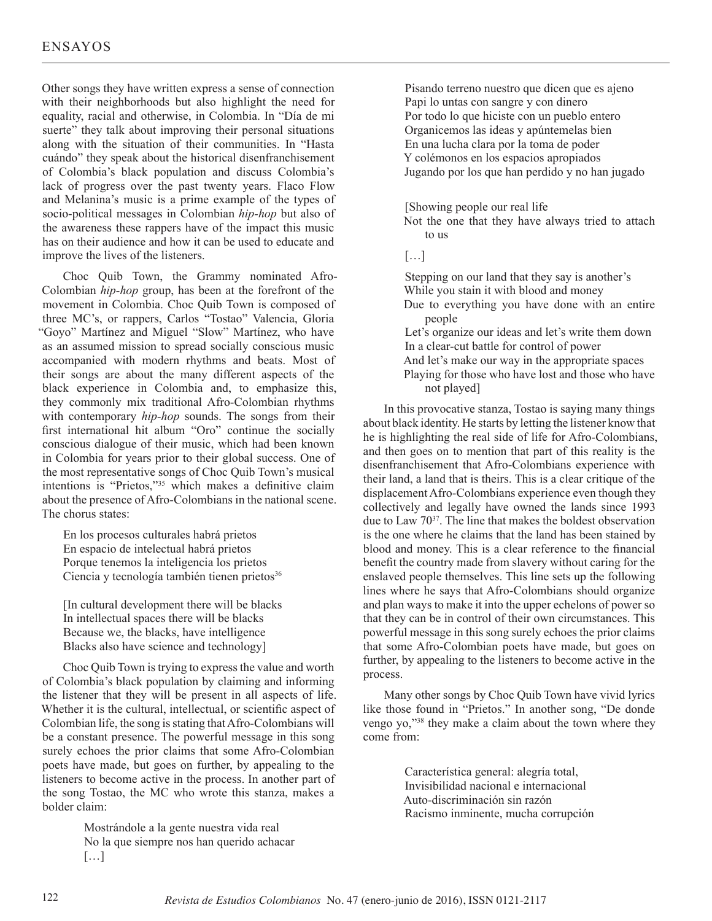Other songs they have written express a sense of connection with their neighborhoods but also highlight the need for equality, racial and otherwise, in Colombia. In "Día de mi suerte" they talk about improving their personal situations along with the situation of their communities. In "Hasta cuándo" they speak about the historical disenfranchisement of Colombia's black population and discuss Colombia's lack of progress over the past twenty years. Flaco Flow and Melanina's music is a prime example of the types of socio-political messages in Colombian *hip-hop* but also of the awareness these rappers have of the impact this music has on their audience and how it can be used to educate and improve the lives of the listeners.

Choc Quib Town, the Grammy nominated Afro-Colombian *hip-hop* group, has been at the forefront of the movement in Colombia. Choc Quib Town is composed of three MC's, or rappers, Carlos "Tostao" Valencia, Gloria "Goyo" Martínez and Miguel "Slow" Martínez, who have as an assumed mission to spread socially conscious music accompanied with modern rhythms and beats. Most of their songs are about the many different aspects of the black experience in Colombia and, to emphasize this, they commonly mix traditional Afro-Colombian rhythms with contemporary *hip-hop* sounds. The songs from their first international hit album "Oro" continue the socially conscious dialogue of their music, which had been known in Colombia for years prior to their global success. One of the most representative songs of Choc Quib Town's musical intentions is "Prietos,"[35] which makes a definitive claim about the presence of Afro-Colombians in the national scene. The chorus states:

> En los procesos culturales habrá prietos
> En espacio de intelectual habrá prietos
> Porque tenemos la inteligencia los prietos
> Ciencia y tecnología también tienen prietos[36]
>
> [In cultural development there will be blacks
> In intellectual spaces there will be blacks
> Because we, the blacks, have intelligence
> Blacks also have science and technology]

Choc Quib Town is trying to express the value and worth of Colombia's black population by claiming and informing the listener that they will be present in all aspects of life. Whether it is the cultural, intellectual, or scientific aspect of Colombian life, the song is stating that Afro-Colombians will be a constant presence. The powerful message in this song surely echoes the prior claims that some Afro-Colombian poets have made, but goes on further, by appealing to the listeners to become active in the process. In another part of the song Tostao, the MC who wrote this stanza, makes a bolder claim:

> Mostrándole a la gente nuestra vida real
> No la que siempre nos han querido achacar
> […]
> Pisando terreno nuestro que dicen que es ajeno
> Papi lo untas con sangre y con dinero
> Por todo lo que hiciste con un pueblo entero
> Organicemos las ideas y apúntemelas bien
> En una lucha clara por la toma de poder
> Y colémonos en los espacios apropiados
> Jugando por los que han perdido y no han jugado
>
> [Showing people our real life
> Not the one that they have always tried to attach to us
> […]
> Stepping on our land that they say is another's
> While you stain it with blood and money
> Due to everything you have done with an entire people
> Let's organize our ideas and let's write them down
> In a clear-cut battle for control of power
> And let's make our way in the appropriate spaces
> Playing for those who have lost and those who have not played]

In this provocative stanza, Tostao is saying many things about black identity. He starts by letting the listener know that he is highlighting the real side of life for Afro-Colombians, and then goes on to mention that part of this reality is the disenfranchisement that Afro-Colombians experience with their land, a land that is theirs. This is a clear critique of the displacement Afro-Colombians experience even though they collectively and legally have owned the lands since 1993 due to Law 70[37]. The line that makes the boldest observation is the one where he claims that the land has been stained by blood and money. This is a clear reference to the financial benefit the country made from slavery without caring for the enslaved people themselves. This line sets up the following lines where he says that Afro-Colombians should organize and plan ways to make it into the upper echelons of power so that they can be in control of their own circumstances. This powerful message in this song surely echoes the prior claims that some Afro-Colombian poets have made, but goes on further, by appealing to the listeners to become active in the process.

Many other songs by Choc Quib Town have vivid lyrics like those found in "Prietos." In another song, "De donde vengo yo,"[38] they make a claim about the town where they come from:

> Característica general: alegría total,
> Invisibilidad nacional e internacional
> Auto-discriminación sin razón
> Racismo inminente, mucha corrupción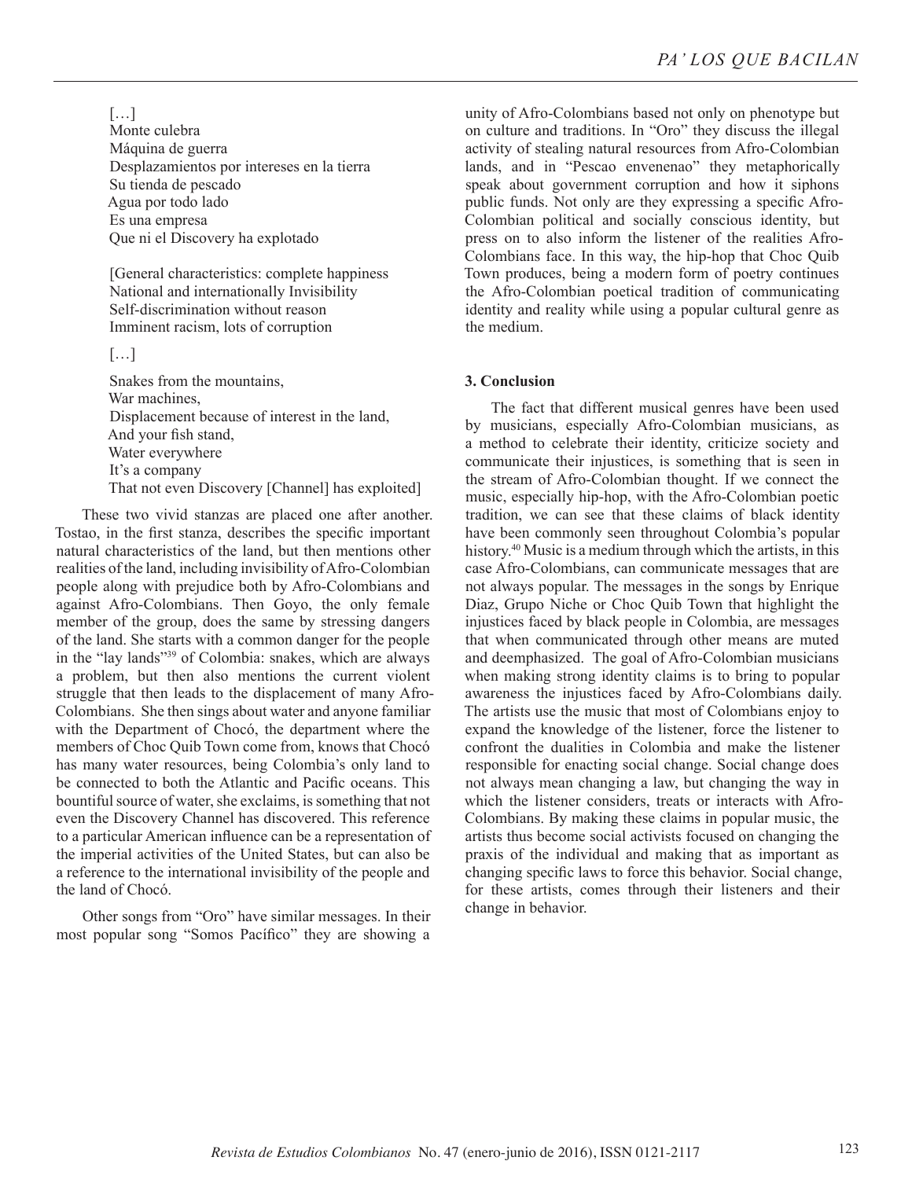[…]
Monte culebra
Máquina de guerra
Desplazamientos por intereses en la tierra
Su tienda de pescado
Agua por todo lado
Es una empresa
Que ni el Discovery ha explotado

[General characteristics: complete happiness
National and internationally Invisibility
Self-discrimination without reason
Imminent racism, lots of corruption

[…]

Snakes from the mountains,
War machines,
Displacement because of interest in the land,
And your fish stand,
Water everywhere
It's a company
That not even Discovery [Channel] has exploited]

These two vivid stanzas are placed one after another. Tostao, in the first stanza, describes the specific important natural characteristics of the land, but then mentions other realities of the land, including invisibility of Afro-Colombian people along with prejudice both by Afro-Colombians and against Afro-Colombians. Then Goyo, the only female member of the group, does the same by stressing dangers of the land. She starts with a common danger for the people in the "lay lands"[39] of Colombia: snakes, which are always a problem, but then also mentions the current violent struggle that then leads to the displacement of many Afro-Colombians. She then sings about water and anyone familiar with the Department of Chocó, the department where the members of Choc Quib Town come from, knows that Chocó has many water resources, being Colombia's only land to be connected to both the Atlantic and Pacific oceans. This bountiful source of water, she exclaims, is something that not even the Discovery Channel has discovered. This reference to a particular American influence can be a representation of the imperial activities of the United States, but can also be a reference to the international invisibility of the people and the land of Chocó.

Other songs from "Oro" have similar messages. In their most popular song "Somos Pacífico" they are showing a unity of Afro-Colombians based not only on phenotype but on culture and traditions. In "Oro" they discuss the illegal activity of stealing natural resources from Afro-Colombian lands, and in "Pescao envenenao" they metaphorically speak about government corruption and how it siphons public funds. Not only are they expressing a specific Afro-Colombian political and socially conscious identity, but press on to also inform the listener of the realities Afro-Colombians face. In this way, the hip-hop that Choc Quib Town produces, being a modern form of poetry continues the Afro-Colombian poetical tradition of communicating identity and reality while using a popular cultural genre as the medium.

## 3. Conclusion

The fact that different musical genres have been used by musicians, especially Afro-Colombian musicians, as a method to celebrate their identity, criticize society and communicate their injustices, is something that is seen in the stream of Afro-Colombian thought. If we connect the music, especially hip-hop, with the Afro-Colombian poetic tradition, we can see that these claims of black identity have been commonly seen throughout Colombia's popular history.[40] Music is a medium through which the artists, in this case Afro-Colombians, can communicate messages that are not always popular. The messages in the songs by Enrique Diaz, Grupo Niche or Choc Quib Town that highlight the injustices faced by black people in Colombia, are messages that when communicated through other means are muted and deemphasized. The goal of Afro-Colombian musicians when making strong identity claims is to bring to popular awareness the injustices faced by Afro-Colombians daily. The artists use the music that most of Colombians enjoy to expand the knowledge of the listener, force the listener to confront the dualities in Colombia and make the listener responsible for enacting social change. Social change does not always mean changing a law, but changing the way in which the listener considers, treats or interacts with Afro-Colombians. By making these claims in popular music, the artists thus become social activists focused on changing the praxis of the individual and making that as important as changing specific laws to force this behavior. Social change, for these artists, comes through their listeners and their change in behavior.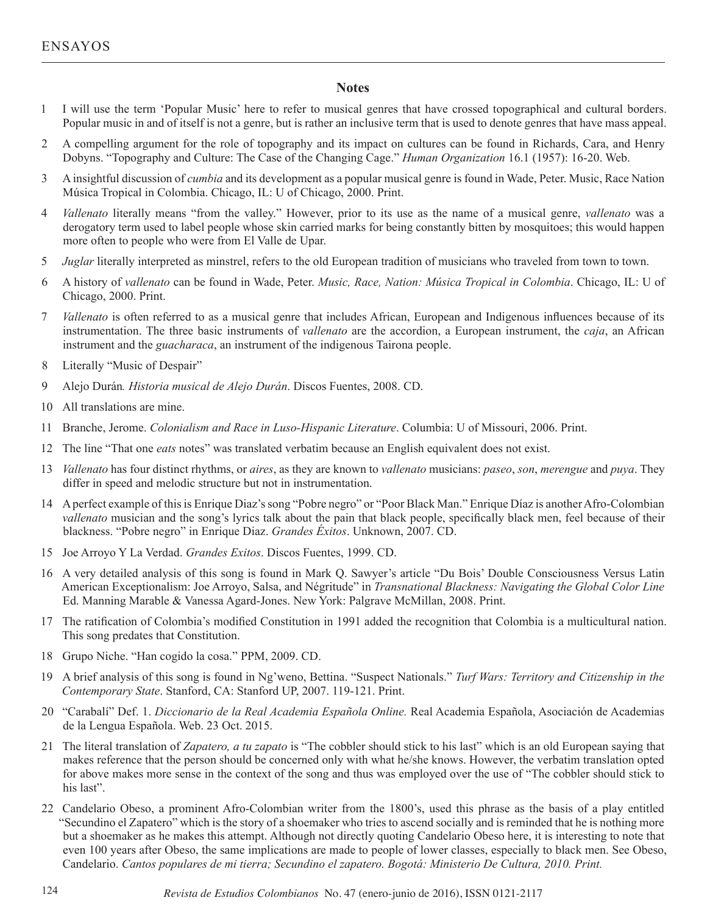## Notes

1. I will use the term 'Popular Music' here to refer to musical genres that have crossed topographical and cultural borders. Popular music in and of itself is not a genre, but is rather an inclusive term that is used to denote genres that have mass appeal.

2. A compelling argument for the role of topography and its impact on cultures can be found in Richards, Cara, and Henry Dobyns. "Topography and Culture: The Case of the Changing Cage." *Human Organization* 16.1 (1957): 16-20. Web.

3. A insightful discussion of *cumbia* and its development as a popular musical genre is found in Wade, Peter. Music, Race Nation Música Tropical in Colombia. Chicago, IL: U of Chicago, 2000. Print.

4. *Vallenato* literally means "from the valley." However, prior to its use as the name of a musical genre, *vallenato* was a derogatory term used to label people whose skin carried marks for being constantly bitten by mosquitoes; this would happen more often to people who were from El Valle de Upar.

5. *Juglar* literally interpreted as minstrel, refers to the old European tradition of musicians who traveled from town to town.

6. A history of *vallenato* can be found in Wade, Peter. *Music, Race, Nation: Música Tropical in Colombia*. Chicago, IL: U of Chicago, 2000. Print.

7. *Vallenato* is often referred to as a musical genre that includes African, European and Indigenous influences because of its instrumentation. The three basic instruments of *vallenato* are the accordion, a European instrument, the *caja*, an African instrument and the *guacharaca*, an instrument of the indigenous Tairona people.

8. Literally "Music of Despair"

9. Alejo Durán. *Historia musical de Alejo Durán*. Discos Fuentes, 2008. CD.

10. All translations are mine.

11. Branche, Jerome. *Colonialism and Race in Luso-Hispanic Literature*. Columbia: U of Missouri, 2006. Print.

12. The line "That one *eats* notes" was translated verbatim because an English equivalent does not exist.

13. *Vallenato* has four distinct rhythms, or *aires*, as they are known to *vallenato* musicians: *paseo*, *son*, *merengue* and *puya*. They differ in speed and melodic structure but not in instrumentation.

14. A perfect example of this is Enrique Diaz's song "Pobre negro" or "Poor Black Man." Enrique Díaz is another Afro-Colombian *vallenato* musician and the song's lyrics talk about the pain that black people, specifically black men, feel because of their blackness. "Pobre negro" in Enrique Diaz. *Grandes Éxitos*. Unknown, 2007. CD.

15. Joe Arroyo Y La Verdad. *Grandes Exitos*. Discos Fuentes, 1999. CD.

16. A very detailed analysis of this song is found in Mark Q. Sawyer's article "Du Bois' Double Consciousness Versus Latin American Exceptionalism: Joe Arroyo, Salsa, and Négritude" in *Transnational Blackness: Navigating the Global Color Line* Ed. Manning Marable & Vanessa Agard-Jones. New York: Palgrave McMillan, 2008. Print.

17. The ratification of Colombia's modified Constitution in 1991 added the recognition that Colombia is a multicultural nation. This song predates that Constitution.

18. Grupo Niche. "Han cogido la cosa." PPM, 2009. CD.

19. A brief analysis of this song is found in Ng'weno, Bettina. "Suspect Nationals." *Turf Wars: Territory and Citizenship in the Contemporary State*. Stanford, CA: Stanford UP, 2007. 119-121. Print.

20. "Carabalí" Def. 1. *Diccionario de la Real Academia Española Online.* Real Academia Española, Asociación de Academias de la Lengua Española. Web. 23 Oct. 2015.

21. The literal translation of *Zapatero, a tu zapato* is "The cobbler should stick to his last" which is an old European saying that makes reference that the person should be concerned only with what he/she knows. However, the verbatim translation opted for above makes more sense in the context of the song and thus was employed over the use of "The cobbler should stick to his last".

22. Candelario Obeso, a prominent Afro-Colombian writer from the 1800's, used this phrase as the basis of a play entitled "Secundino el Zapatero" which is the story of a shoemaker who tries to ascend socially and is reminded that he is nothing more but a shoemaker as he makes this attempt. Although not directly quoting Candelario Obeso here, it is interesting to note that even 100 years after Obeso, the same implications are made to people of lower classes, especially to black men. See Obeso, Candelario. *Cantos populares de mi tierra; Secundino el zapatero. Bogotá: Ministerio De Cultura, 2010. Print.*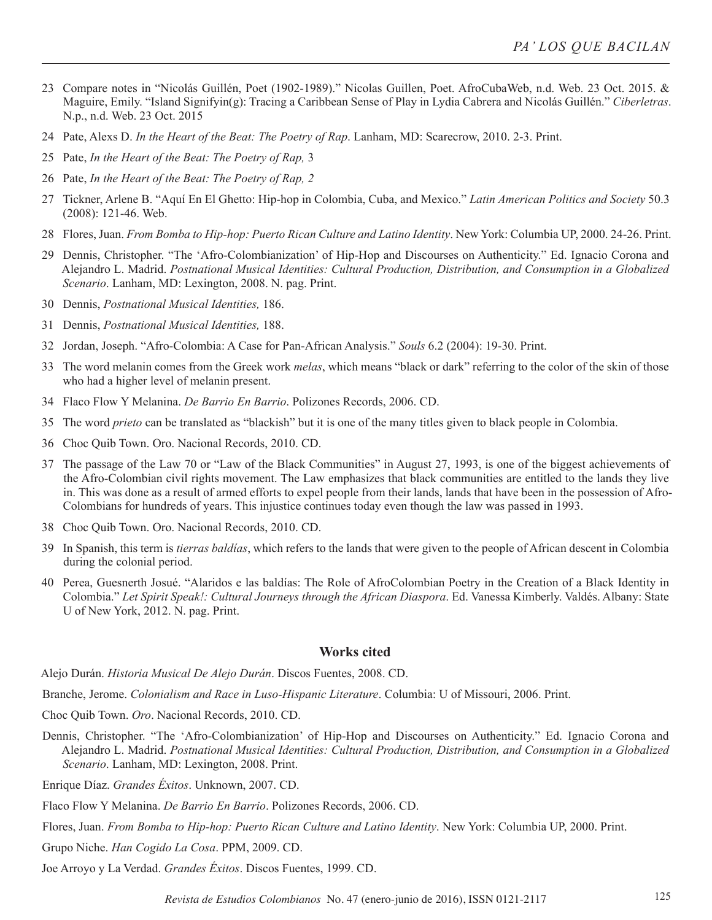23 Compare notes in "Nicolás Guillén, Poet (1902-1989)." Nicolas Guillen, Poet. AfroCubaWeb, n.d. Web. 23 Oct. 2015. & Maguire, Emily. "Island Signifyin(g): Tracing a Caribbean Sense of Play in Lydia Cabrera and Nicolás Guillén." *Ciberletras*. N.p., n.d. Web. 23 Oct. 2015

24 Pate, Alexs D. *In the Heart of the Beat: The Poetry of Rap*. Lanham, MD: Scarecrow, 2010. 2-3. Print.

25 Pate, *In the Heart of the Beat: The Poetry of Rap,* 3

26 Pate, *In the Heart of the Beat: The Poetry of Rap, 2*

27 Tickner, Arlene B. "Aquí En El Ghetto: Hip-hop in Colombia, Cuba, and Mexico." *Latin American Politics and Society* 50.3 (2008): 121-46. Web.

28 Flores, Juan. *From Bomba to Hip-hop: Puerto Rican Culture and Latino Identity*. New York: Columbia UP, 2000. 24-26. Print.

29 Dennis, Christopher. "The 'Afro-Colombianization' of Hip-Hop and Discourses on Authenticity." Ed. Ignacio Corona and Alejandro L. Madrid. *Postnational Musical Identities: Cultural Production, Distribution, and Consumption in a Globalized Scenario*. Lanham, MD: Lexington, 2008. N. pag. Print.

30 Dennis, *Postnational Musical Identities,* 186.

31 Dennis, *Postnational Musical Identities,* 188.

32 Jordan, Joseph. "Afro-Colombia: A Case for Pan-African Analysis." *Souls* 6.2 (2004): 19-30. Print.

33 The word melanin comes from the Greek work *melas*, which means "black or dark" referring to the color of the skin of those who had a higher level of melanin present.

34 Flaco Flow Y Melanina. *De Barrio En Barrio*. Polizones Records, 2006. CD.

35 The word *prieto* can be translated as "blackish" but it is one of the many titles given to black people in Colombia.

36 Choc Quib Town. Oro. Nacional Records, 2010. CD.

37 The passage of the Law 70 or "Law of the Black Communities" in August 27, 1993, is one of the biggest achievements of the Afro-Colombian civil rights movement. The Law emphasizes that black communities are entitled to the lands they live in. This was done as a result of armed efforts to expel people from their lands, lands that have been in the possession of Afro-Colombians for hundreds of years. This injustice continues today even though the law was passed in 1993.

38 Choc Quib Town. Oro. Nacional Records, 2010. CD.

39 In Spanish, this term is *tierras baldías*, which refers to the lands that were given to the people of African descent in Colombia during the colonial period.

40 Perea, Guesnerth Josué. "Alaridos e las baldías: The Role of AfroColombian Poetry in the Creation of a Black Identity in Colombia." *Let Spirit Speak!: Cultural Journeys through the African Diaspora*. Ed. Vanessa Kimberly. Valdés. Albany: State U of New York, 2012. N. pag. Print.

## Works cited

Alejo Durán. *Historia Musical De Alejo Durán*. Discos Fuentes, 2008. CD.

Branche, Jerome. *Colonialism and Race in Luso-Hispanic Literature*. Columbia: U of Missouri, 2006. Print.

Choc Quib Town. *Oro*. Nacional Records, 2010. CD.

Dennis, Christopher. "The 'Afro-Colombianization' of Hip-Hop and Discourses on Authenticity." Ed. Ignacio Corona and Alejandro L. Madrid. *Postnational Musical Identities: Cultural Production, Distribution, and Consumption in a Globalized Scenario*. Lanham, MD: Lexington, 2008. Print.

Enrique Díaz. *Grandes Éxitos*. Unknown, 2007. CD.

Flaco Flow Y Melanina. *De Barrio En Barrio*. Polizones Records, 2006. CD.

Flores, Juan. *From Bomba to Hip-hop: Puerto Rican Culture and Latino Identity*. New York: Columbia UP, 2000. Print.

Grupo Niche. *Han Cogido La Cosa*. PPM, 2009. CD.

Joe Arroyo y La Verdad. *Grandes Éxitos*. Discos Fuentes, 1999. CD.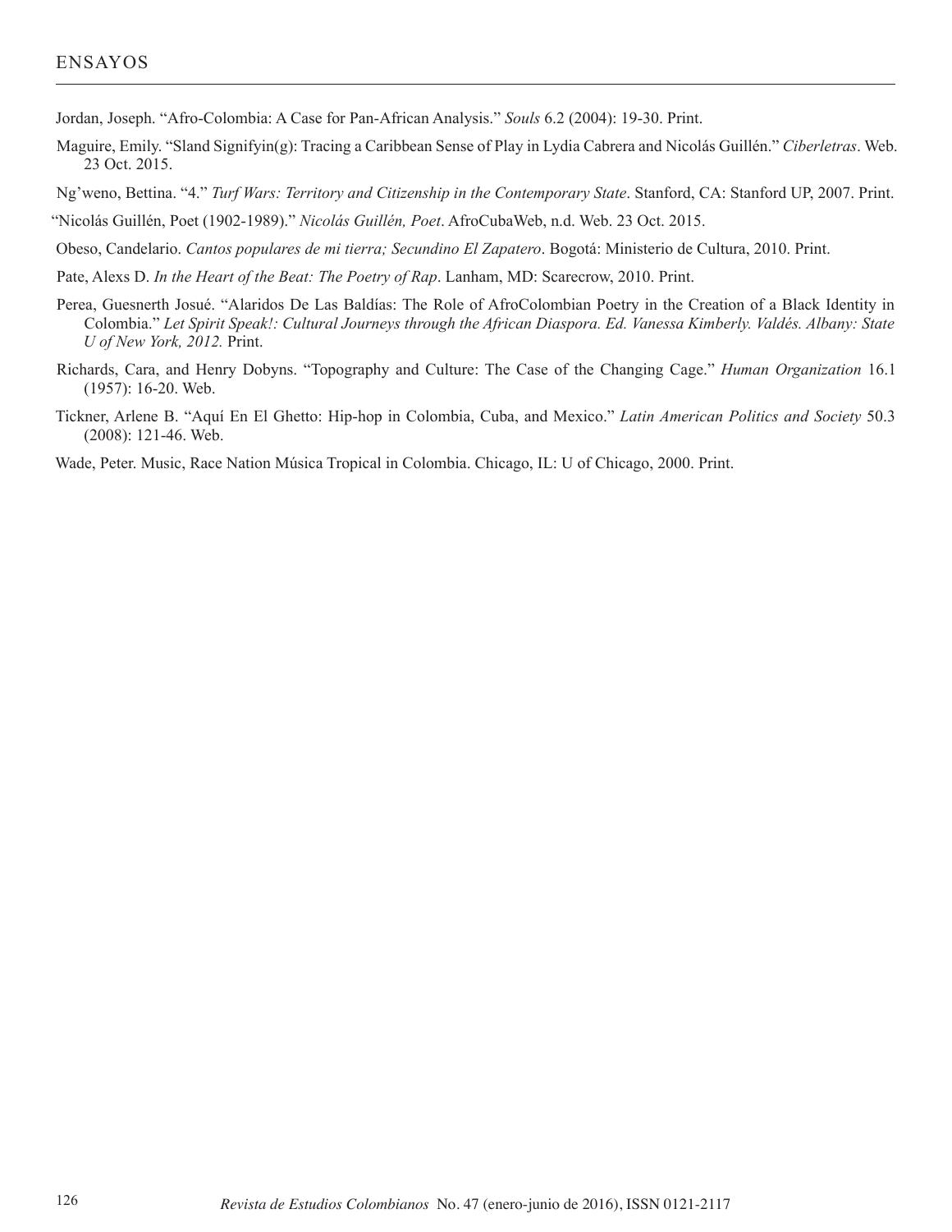Jordan, Joseph. "Afro-Colombia: A Case for Pan-African Analysis." *Souls* 6.2 (2004): 19-30. Print.

Maguire, Emily. "Sland Signifyin(g): Tracing a Caribbean Sense of Play in Lydia Cabrera and Nicolás Guillén." *Ciberletras*. Web. 23 Oct. 2015.

Ng'weno, Bettina. "4." *Turf Wars: Territory and Citizenship in the Contemporary State*. Stanford, CA: Stanford UP, 2007. Print.

"Nicolás Guillén, Poet (1902-1989)." *Nicolás Guillén, Poet*. AfroCubaWeb, n.d. Web. 23 Oct. 2015.

Obeso, Candelario. *Cantos populares de mi tierra; Secundino El Zapatero*. Bogotá: Ministerio de Cultura, 2010. Print.

Pate, Alexs D. *In the Heart of the Beat: The Poetry of Rap*. Lanham, MD: Scarecrow, 2010. Print.

Perea, Guesnerth Josué. "Alaridos De Las Baldías: The Role of AfroColombian Poetry in the Creation of a Black Identity in Colombia." *Let Spirit Speak!: Cultural Journeys through the African Diaspora. Ed. Vanessa Kimberly. Valdés. Albany: State U of New York, 2012.* Print.

Richards, Cara, and Henry Dobyns. "Topography and Culture: The Case of the Changing Cage." *Human Organization* 16.1 (1957): 16-20. Web.

Tickner, Arlene B. "Aquí En El Ghetto: Hip-hop in Colombia, Cuba, and Mexico." *Latin American Politics and Society* 50.3 (2008): 121-46. Web.

Wade, Peter. Music, Race Nation Música Tropical in Colombia. Chicago, IL: U of Chicago, 2000. Print.